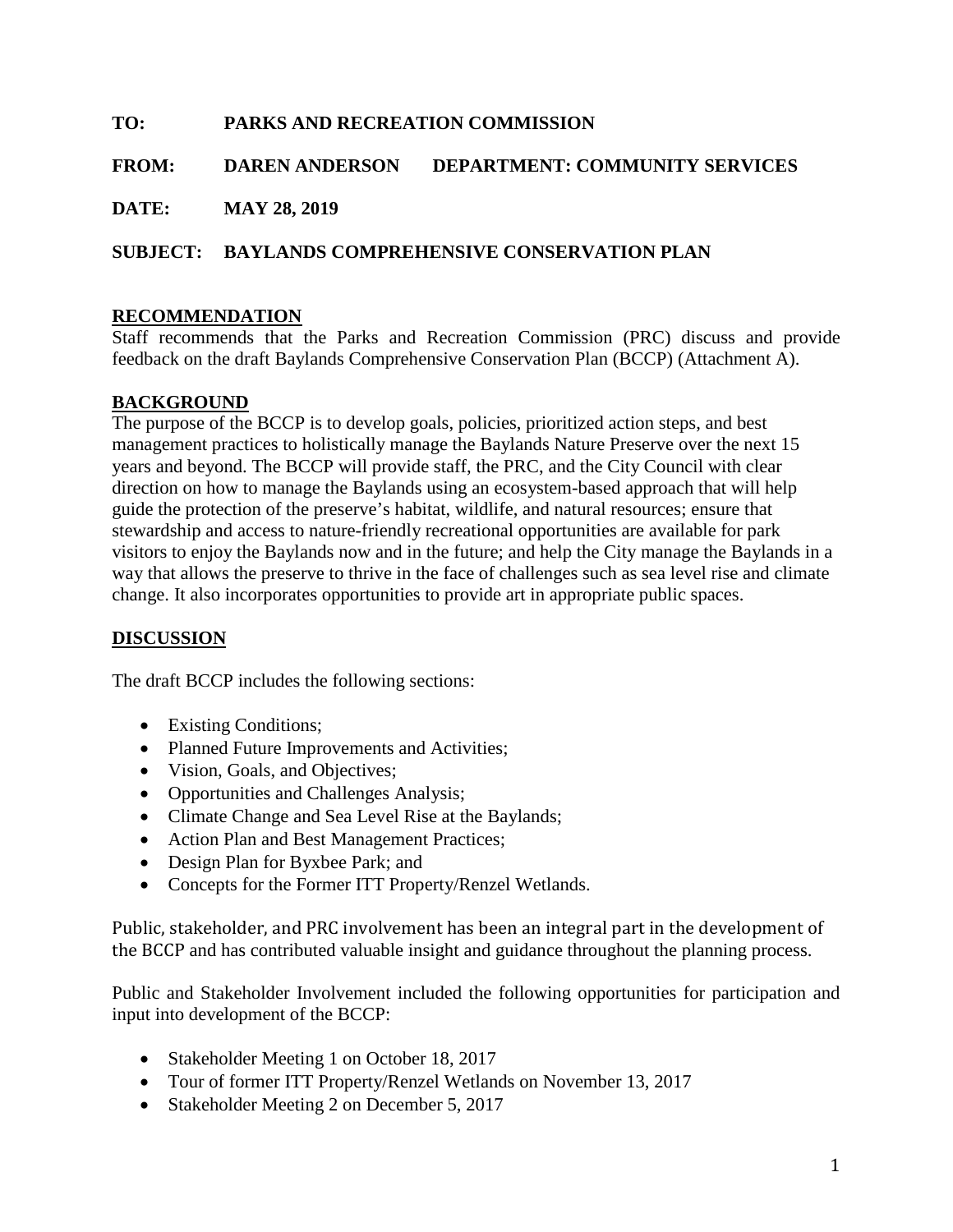**TO:** PARKS AND RECREATION COMMISSION

**FROM:** DAREN ANDERSON **DEPARTMENT: COMMUNITY SERVICES**

**DATE:** MAY 28, 2019

**SUBJECT:** BAYLANDS COMPREHENSIVE CONSERVATION PLAN

## RECOMMENDATION

Staff recommends that the Parks and Recreation Commission (PRC) discuss and provide feedback on the draft Baylands Comprehensive Conservation Plan (BCCP) (Attachment A).

## BACKGROUND

The purpose of the BCCP is to develop goals, policies, prioritized action steps, and best management practices to holistically manage the Baylands Nature Preserve over the next 15 years and beyond. The BCCP will provide staff, the PRC, and the City Council with clear direction on how to manage the Baylands using an ecosystem-based approach that will help guide the protection of the preserve's habitat, wildlife, and natural resources; ensure that stewardship and access to nature-friendly recreational opportunities are available for park visitors to enjoy the Baylands now and in the future; and help the City manage the Baylands in a way that allows the preserve to thrive in the face of challenges such as sea level rise and climate change. It also incorporates opportunities to provide art in appropriate public spaces.

## DISCUSSION

The draft BCCP includes the following sections:

- Existing Conditions;
- Planned Future Improvements and Activities;
- Vision, Goals, and Objectives;
- Opportunities and Challenges Analysis;
- Climate Change and Sea Level Rise at the Baylands;
- Action Plan and Best Management Practices;
- Design Plan for Byxbee Park; and
- Concepts for the Former ITT Property/Renzel Wetlands.

Public, stakeholder, and PRC involvement has been an integral part in the development of the BCCP and has contributed valuable insight and guidance throughout the planning process.

Public and Stakeholder Involvement included the following opportunities for participation and input into development of the BCCP:

- Stakeholder Meeting 1 on October 18, 2017
- Tour of former ITT Property/Renzel Wetlands on November 13, 2017
- Stakeholder Meeting 2 on December 5, 2017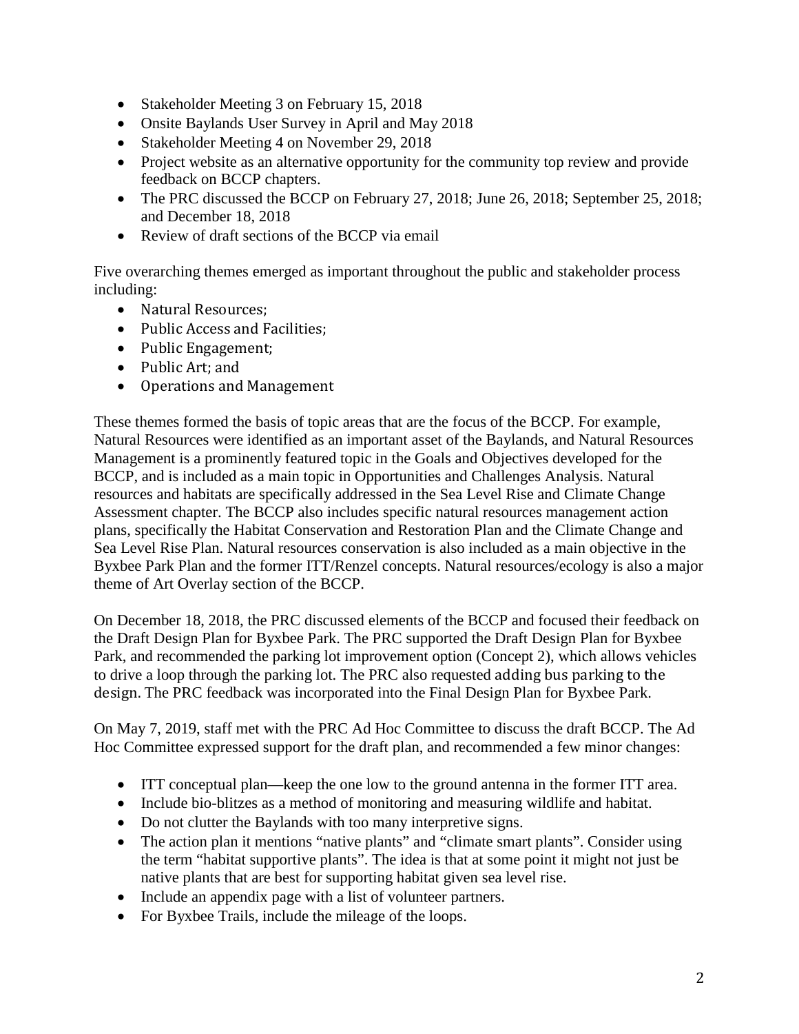- Stakeholder Meeting 3 on February 15, 2018
- Onsite Baylands User Survey in April and May 2018
- Stakeholder Meeting 4 on November 29, 2018
- Project website as an alternative opportunity for the community top review and provide feedback on BCCP chapters.
- The PRC discussed the BCCP on February 27, 2018; June 26, 2018; September 25, 2018; and December 18, 2018
- Review of draft sections of the BCCP via email

Five overarching themes emerged as important throughout the public and stakeholder process including:

- Natural Resources;
- Public Access and Facilities;
- Public Engagement;
- Public Art; and
- Operations and Management

These themes formed the basis of topic areas that are the focus of the BCCP. For example, Natural Resources were identified as an important asset of the Baylands, and Natural Resources Management is a prominently featured topic in the Goals and Objectives developed for the BCCP, and is included as a main topic in Opportunities and Challenges Analysis. Natural resources and habitats are specifically addressed in the Sea Level Rise and Climate Change Assessment chapter. The BCCP also includes specific natural resources management action plans, specifically the Habitat Conservation and Restoration Plan and the Climate Change and Sea Level Rise Plan. Natural resources conservation is also included as a main objective in the Byxbee Park Plan and the former ITT/Renzel concepts. Natural resources/ecology is also a major theme of Art Overlay section of the BCCP.

On December 18, 2018, the PRC discussed elements of the BCCP and focused their feedback on the Draft Design Plan for Byxbee Park. The PRC supported the Draft Design Plan for Byxbee Park, and recommended the parking lot improvement option (Concept 2), which allows vehicles to drive a loop through the parking lot. The PRC also requested adding bus parking to the design. The PRC feedback was incorporated into the Final Design Plan for Byxbee Park.

On May 7, 2019, staff met with the PRC Ad Hoc Committee to discuss the draft BCCP. The Ad Hoc Committee expressed support for the draft plan, and recommended a few minor changes:

- ITT conceptual plan—keep the one low to the ground antenna in the former ITT area.
- Include bio-blitzes as a method of monitoring and measuring wildlife and habitat.
- Do not clutter the Baylands with too many interpretive signs.
- The action plan it mentions "native plants" and "climate smart plants". Consider using the term "habitat supportive plants". The idea is that at some point it might not just be native plants that are best for supporting habitat given sea level rise.
- Include an appendix page with a list of volunteer partners.
- For Byxbee Trails, include the mileage of the loops.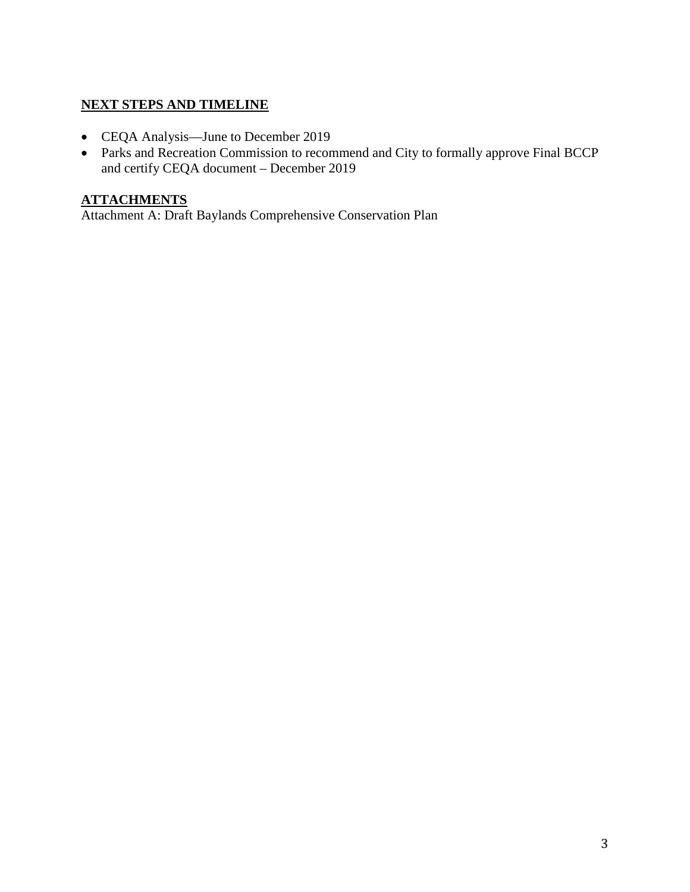## NEXT STEPS AND TIMELINE

- CEQA Analysis—June to December 2019
- Parks and Recreation Commission to recommend and City to formally approve Final BCCP and certify CEQA document – December 2019

## ATTACHMENTS

Attachment A: Draft Baylands Comprehensive Conservation Plan